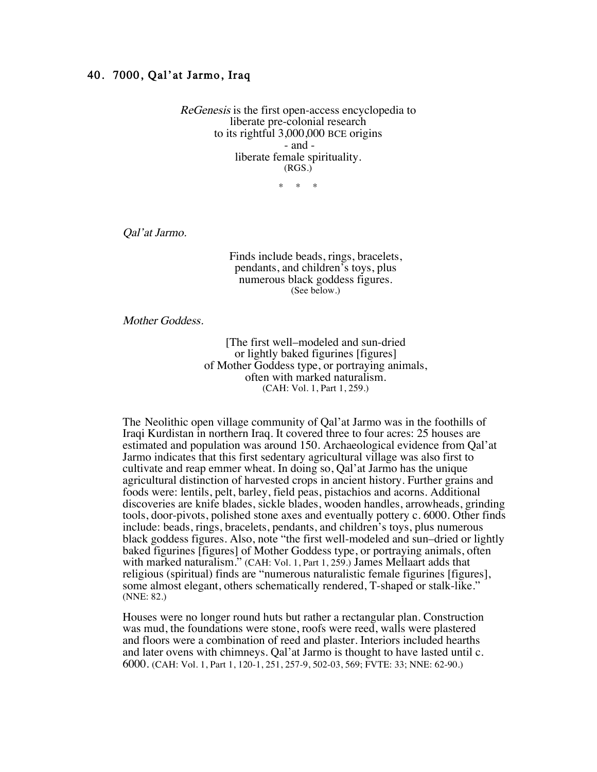## 40. 7000, Qal'at Jarmo, Iraq

*ReGenesis* is the first open-access encyclopedia to
liberate pre-colonial research
to its rightful 3,000,000 BCE origins
\- and -
liberate female spirituality.
(RGS.)

\* \* \*

*Qal'at Jarmo.*

Finds include beads, rings, bracelets,
pendants, and children's toys, plus
numerous black goddess figures.
(See below.)

*Mother Goddess.*

[The first well–modeled and sun-dried
or lightly baked figurines [figures]
of Mother Goddess type, or portraying animals,
often with marked naturalism.
(CAH: Vol. 1, Part 1, 259.)

The Neolithic open village community of Qal'at Jarmo was in the foothills of Iraqi Kurdistan in northern Iraq. It covered three to four acres: 25 houses are estimated and population was around 150. Archaeological evidence from Qal'at Jarmo indicates that this first sedentary agricultural village was also first to cultivate and reap emmer wheat. In doing so, Qal'at Jarmo has the unique agricultural distinction of harvested crops in ancient history. Further grains and foods were: lentils, pelt, barley, field peas, pistachios and acorns. Additional discoveries are knife blades, sickle blades, wooden handles, arrowheads, grinding tools, door-pivots, polished stone axes and eventually pottery c. 6000. Other finds include: beads, rings, bracelets, pendants, and children's toys, plus numerous black goddess figures. Also, note "the first well-modeled and sun–dried or lightly baked figurines [figures] of Mother Goddess type, or portraying animals, often with marked naturalism." (CAH: Vol. 1, Part 1, 259.) James Mellaart adds that religious (spiritual) finds are "numerous naturalistic female figurines [figures], some almost elegant, others schematically rendered, T-shaped or stalk-like." (NNE: 82.)

Houses were no longer round huts but rather a rectangular plan. Construction was mud, the foundations were stone, roofs were reed, walls were plastered and floors were a combination of reed and plaster. Interiors included hearths and later ovens with chimneys. Qal'at Jarmo is thought to have lasted until c. 6000. (CAH: Vol. 1, Part 1, 120-1, 251, 257-9, 502-03, 569; FVTE: 33; NNE: 62-90.)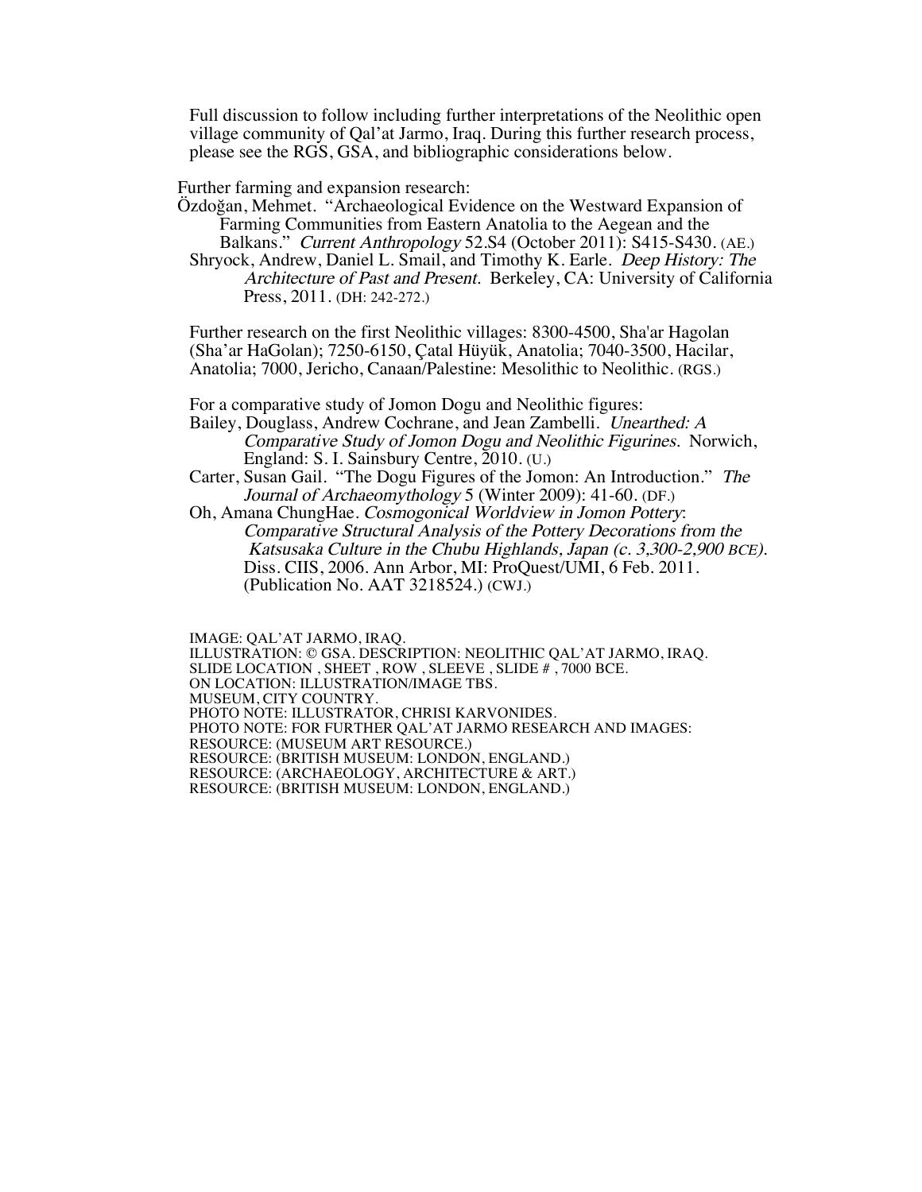Full discussion to follow including further interpretations of the Neolithic open village community of Qal'at Jarmo, Iraq. During this further research process, please see the RGS, GSA, and bibliographic considerations below.

Further farming and expansion research:

Özdoğan, Mehmet. "Archaeological Evidence on the Westward Expansion of Farming Communities from Eastern Anatolia to the Aegean and the Balkans." *Current Anthropology* 52.S4 (October 2011): S415-S430. (AE.)

Shryock, Andrew, Daniel L. Smail, and Timothy K. Earle. *Deep History: The Architecture of Past and Present.* Berkeley, CA: University of California Press, 2011. (DH: 242-272.)

Further research on the first Neolithic villages: 8300-4500, Sha'ar Hagolan (Sha'ar HaGolan); 7250-6150, Çatal Hüyük, Anatolia; 7040-3500, Hacilar, Anatolia; 7000, Jericho, Canaan/Palestine: Mesolithic to Neolithic. (RGS.)

For a comparative study of Jomon Dogu and Neolithic figures:

Bailey, Douglass, Andrew Cochrane, and Jean Zambelli. *Unearthed: A Comparative Study of Jomon Dogu and Neolithic Figurines.* Norwich, England: S. I. Sainsbury Centre, 2010. (U.)

Carter, Susan Gail. "The Dogu Figures of the Jomon: An Introduction." *The Journal of Archaeomythology* 5 (Winter 2009): 41-60. (DF.)

Oh, Amana ChungHae. *Cosmogonical Worldview in Jomon Pottery: Comparative Structural Analysis of the Pottery Decorations from the Katsusaka Culture in the Chubu Highlands, Japan (c. 3,300-2,900 BCE).* Diss. CIIS, 2006. Ann Arbor, MI: ProQuest/UMI, 6 Feb. 2011. (Publication No. AAT 3218524.) (CWJ.)

IMAGE: QAL'AT JARMO, IRAQ.
ILLUSTRATION: © GSA. DESCRIPTION: NEOLITHIC QAL'AT JARMO, IRAQ.
SLIDE LOCATION , SHEET , ROW , SLEEVE , SLIDE # , 7000 BCE.
ON LOCATION: ILLUSTRATION/IMAGE TBS.
MUSEUM, CITY COUNTRY.
PHOTO NOTE: ILLUSTRATOR, CHRISI KARVONIDES.
PHOTO NOTE: FOR FURTHER QAL'AT JARMO RESEARCH AND IMAGES:
RESOURCE: (MUSEUM ART RESOURCE.)
RESOURCE: (BRITISH MUSEUM: LONDON, ENGLAND.)
RESOURCE: (ARCHAEOLOGY, ARCHITECTURE & ART.)
RESOURCE: (BRITISH MUSEUM: LONDON, ENGLAND.)